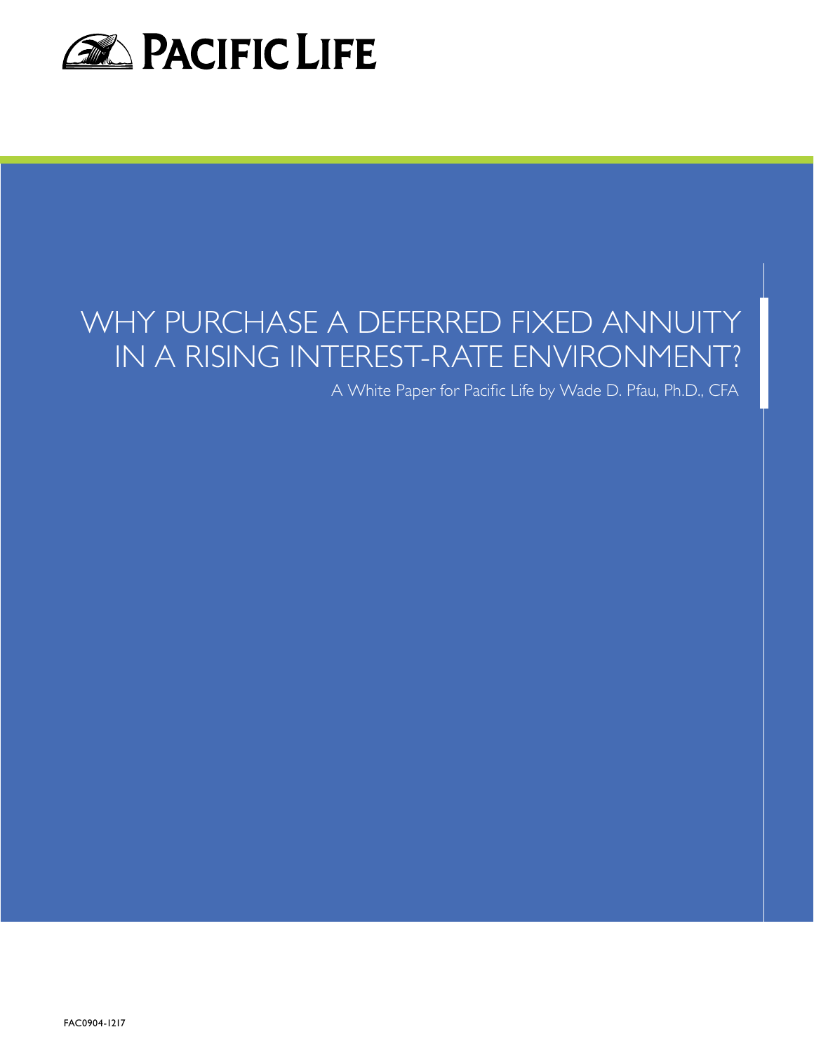PACIFIC LIFE

# WHY PURCHASE A DEFERRED FIXED ANNUITY IN A RISING INTEREST-RATE ENVIRONMENT?

A White Paper for Pacific Life by Wade D. Pfau, Ph.D., CFA

FAC0904-1217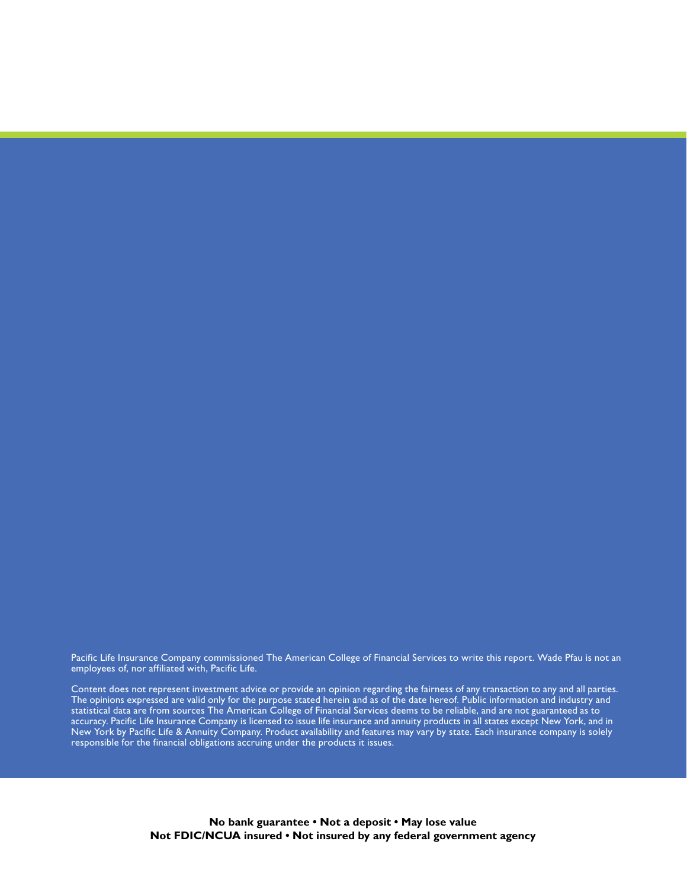Pacific Life Insurance Company commissioned The American College of Financial Services to write this report. Wade Pfau is not an employees of, nor affiliated with, Pacific Life.

Content does not represent investment advice or provide an opinion regarding the fairness of any transaction to any and all parties. The opinions expressed are valid only for the purpose stated herein and as of the date hereof. Public information and industry and statistical data are from sources The American College of Financial Services deems to be reliable, and are not guaranteed as to accuracy. Pacific Life Insurance Company is licensed to issue life insurance and annuity products in all states except New York, and in New York by Pacific Life & Annuity Company. Product availability and features may vary by state. Each insurance company is solely responsible for the financial obligations accruing under the products it issues.

**No bank guarantee • Not a deposit • May lose value**
**Not FDIC/NCUA insured • Not insured by any federal government agency**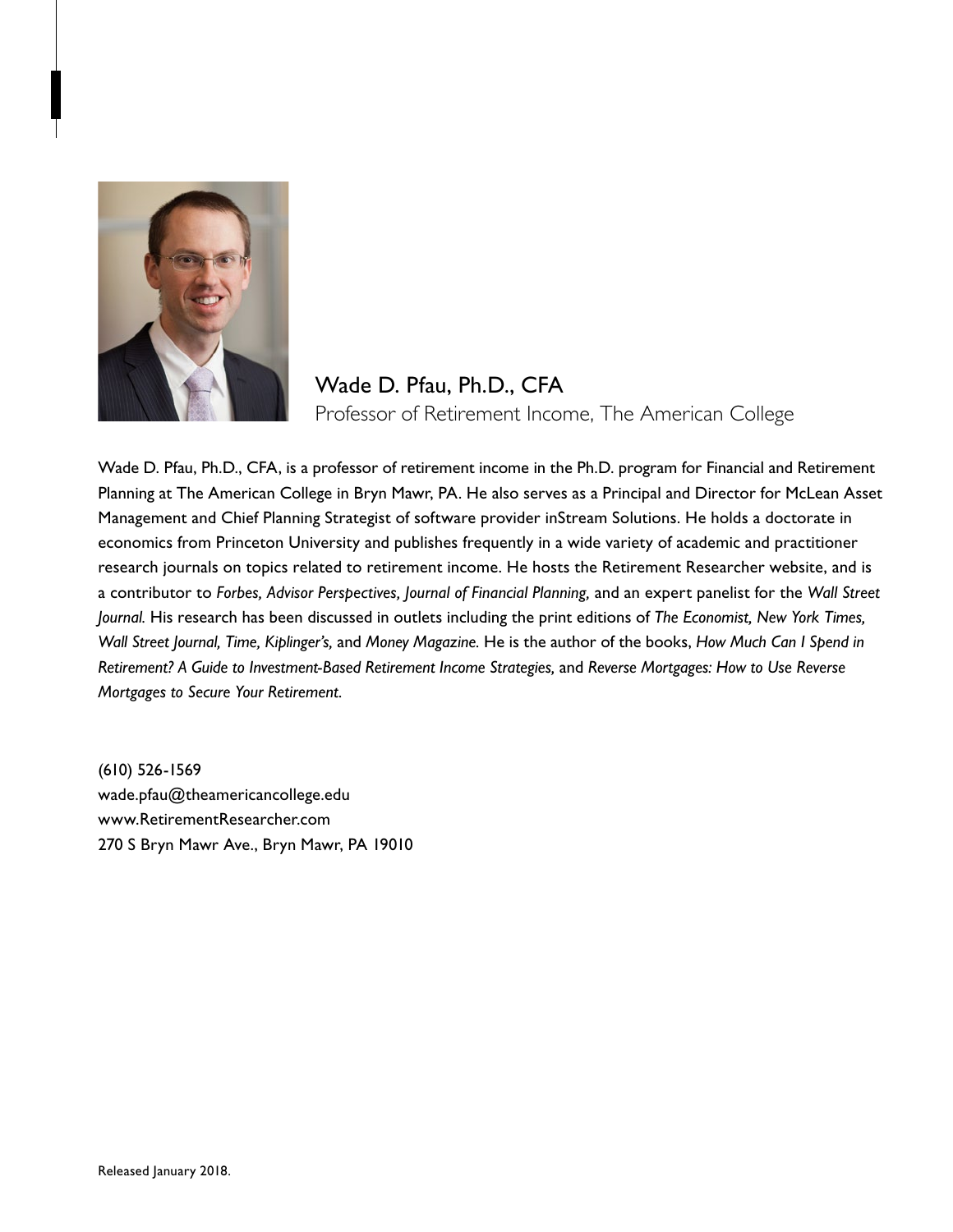## Wade D. Pfau, Ph.D., CFA

Professor of Retirement Income, The American College

Wade D. Pfau, Ph.D., CFA, is a professor of retirement income in the Ph.D. program for Financial and Retirement Planning at The American College in Bryn Mawr, PA. He also serves as a Principal and Director for McLean Asset Management and Chief Planning Strategist of software provider inStream Solutions. He holds a doctorate in economics from Princeton University and publishes frequently in a wide variety of academic and practitioner research journals on topics related to retirement income. He hosts the Retirement Researcher website, and is a contributor to *Forbes, Advisor Perspectives, Journal of Financial Planning,* and an expert panelist for the *Wall Street Journal.* His research has been discussed in outlets including the print editions of *The Economist, New York Times, Wall Street Journal, Time, Kiplinger's,* and *Money Magazine.* He is the author of the books, *How Much Can I Spend in Retirement? A Guide to Investment-Based Retirement Income Strategies,* and *Reverse Mortgages: How to Use Reverse Mortgages to Secure Your Retirement.*

(610) 526-1569
wade.pfau@theamericancollege.edu
www.RetirementResearcher.com
270 S Bryn Mawr Ave., Bryn Mawr, PA 19010

Released January 2018.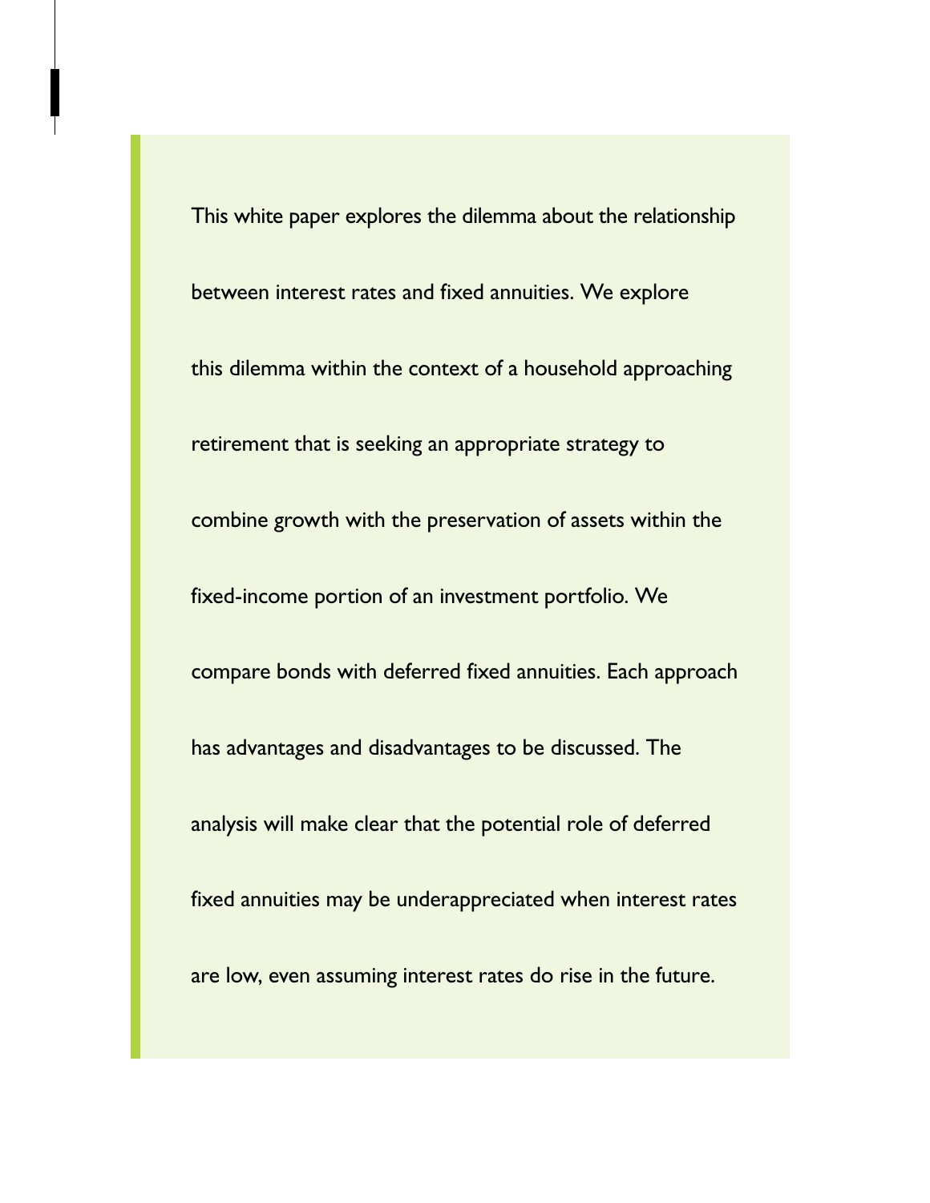This white paper explores the dilemma about the relationship between interest rates and fixed annuities. We explore this dilemma within the context of a household approaching retirement that is seeking an appropriate strategy to combine growth with the preservation of assets within the fixed-income portion of an investment portfolio. We compare bonds with deferred fixed annuities. Each approach has advantages and disadvantages to be discussed. The analysis will make clear that the potential role of deferred fixed annuities may be underappreciated when interest rates are low, even assuming interest rates do rise in the future.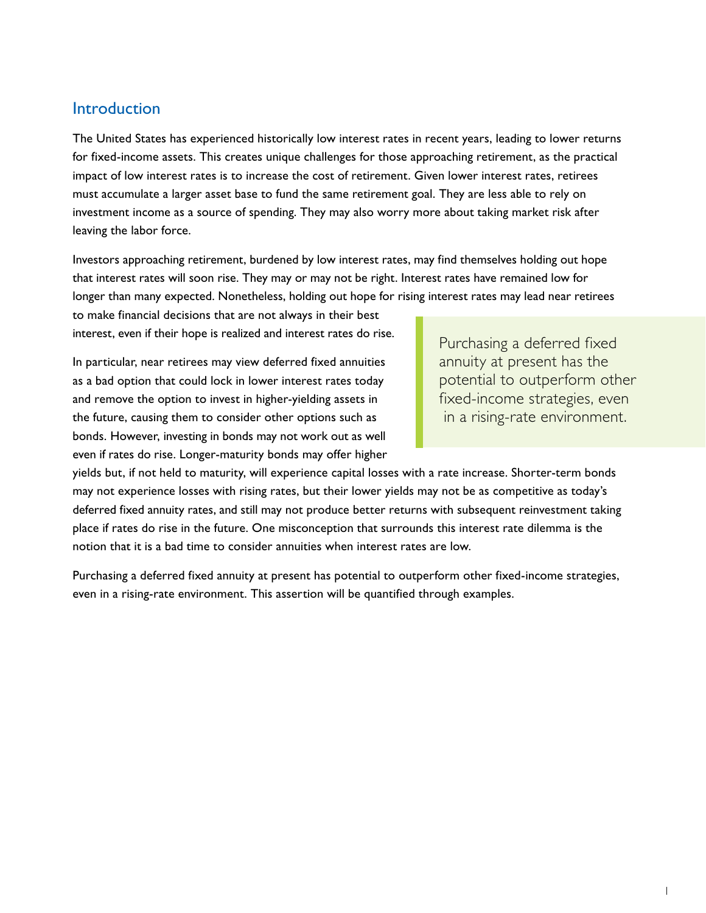## Introduction

The United States has experienced historically low interest rates in recent years, leading to lower returns for fixed-income assets. This creates unique challenges for those approaching retirement, as the practical impact of low interest rates is to increase the cost of retirement. Given lower interest rates, retirees must accumulate a larger asset base to fund the same retirement goal. They are less able to rely on investment income as a source of spending. They may also worry more about taking market risk after leaving the labor force.

Investors approaching retirement, burdened by low interest rates, may find themselves holding out hope that interest rates will soon rise. They may or may not be right. Interest rates have remained low for longer than many expected. Nonetheless, holding out hope for rising interest rates may lead near retirees to make financial decisions that are not always in their best interest, even if their hope is realized and interest rates do rise.

> Purchasing a deferred fixed annuity at present has the potential to outperform other fixed-income strategies, even in a rising-rate environment.

In particular, near retirees may view deferred fixed annuities as a bad option that could lock in lower interest rates today and remove the option to invest in higher-yielding assets in the future, causing them to consider other options such as bonds. However, investing in bonds may not work out as well even if rates do rise. Longer-maturity bonds may offer higher yields but, if not held to maturity, will experience capital losses with a rate increase. Shorter-term bonds may not experience losses with rising rates, but their lower yields may not be as competitive as today's deferred fixed annuity rates, and still may not produce better returns with subsequent reinvestment taking place if rates do rise in the future. One misconception that surrounds this interest rate dilemma is the notion that it is a bad time to consider annuities when interest rates are low.

Purchasing a deferred fixed annuity at present has potential to outperform other fixed-income strategies, even in a rising-rate environment. This assertion will be quantified through examples.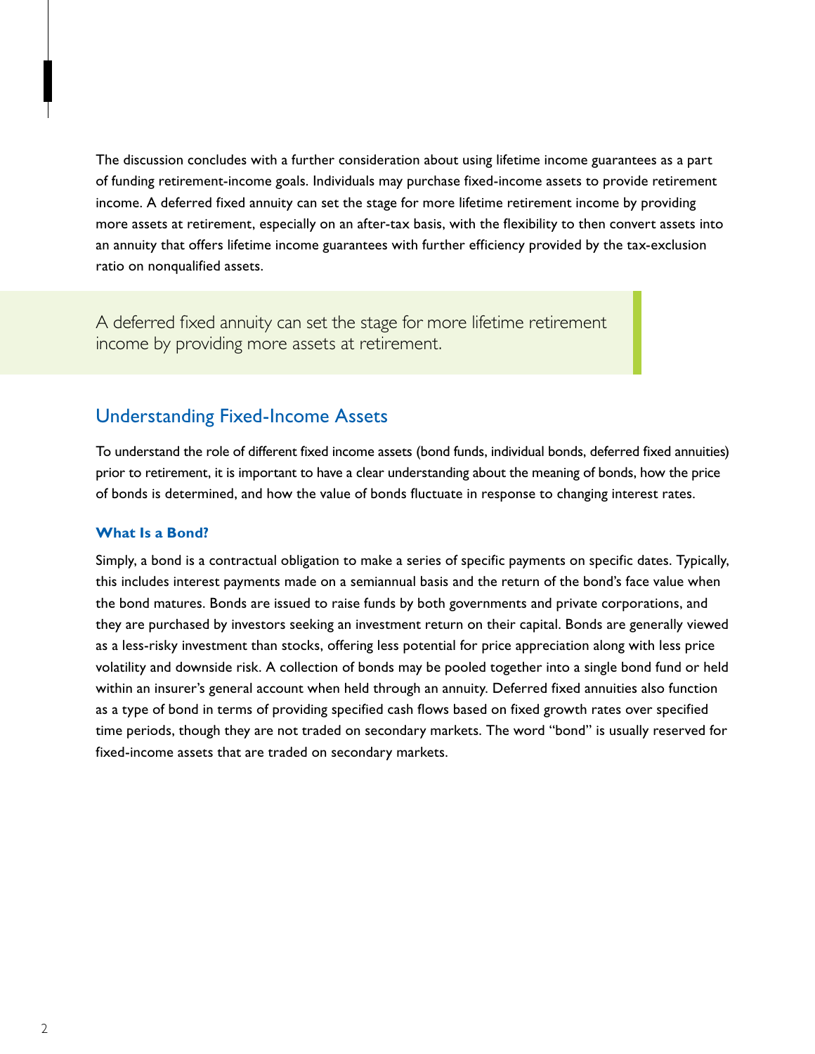The discussion concludes with a further consideration about using lifetime income guarantees as a part of funding retirement-income goals. Individuals may purchase fixed-income assets to provide retirement income. A deferred fixed annuity can set the stage for more lifetime retirement income by providing more assets at retirement, especially on an after-tax basis, with the flexibility to then convert assets into an annuity that offers lifetime income guarantees with further efficiency provided by the tax-exclusion ratio on nonqualified assets.

> A deferred fixed annuity can set the stage for more lifetime retirement income by providing more assets at retirement.

## Understanding Fixed-Income Assets

To understand the role of different fixed income assets (bond funds, individual bonds, deferred fixed annuities) prior to retirement, it is important to have a clear understanding about the meaning of bonds, how the price of bonds is determined, and how the value of bonds fluctuate in response to changing interest rates.

### What Is a Bond?

Simply, a bond is a contractual obligation to make a series of specific payments on specific dates. Typically, this includes interest payments made on a semiannual basis and the return of the bond's face value when the bond matures. Bonds are issued to raise funds by both governments and private corporations, and they are purchased by investors seeking an investment return on their capital. Bonds are generally viewed as a less-risky investment than stocks, offering less potential for price appreciation along with less price volatility and downside risk. A collection of bonds may be pooled together into a single bond fund or held within an insurer's general account when held through an annuity. Deferred fixed annuities also function as a type of bond in terms of providing specified cash flows based on fixed growth rates over specified time periods, though they are not traded on secondary markets. The word "bond" is usually reserved for fixed-income assets that are traded on secondary markets.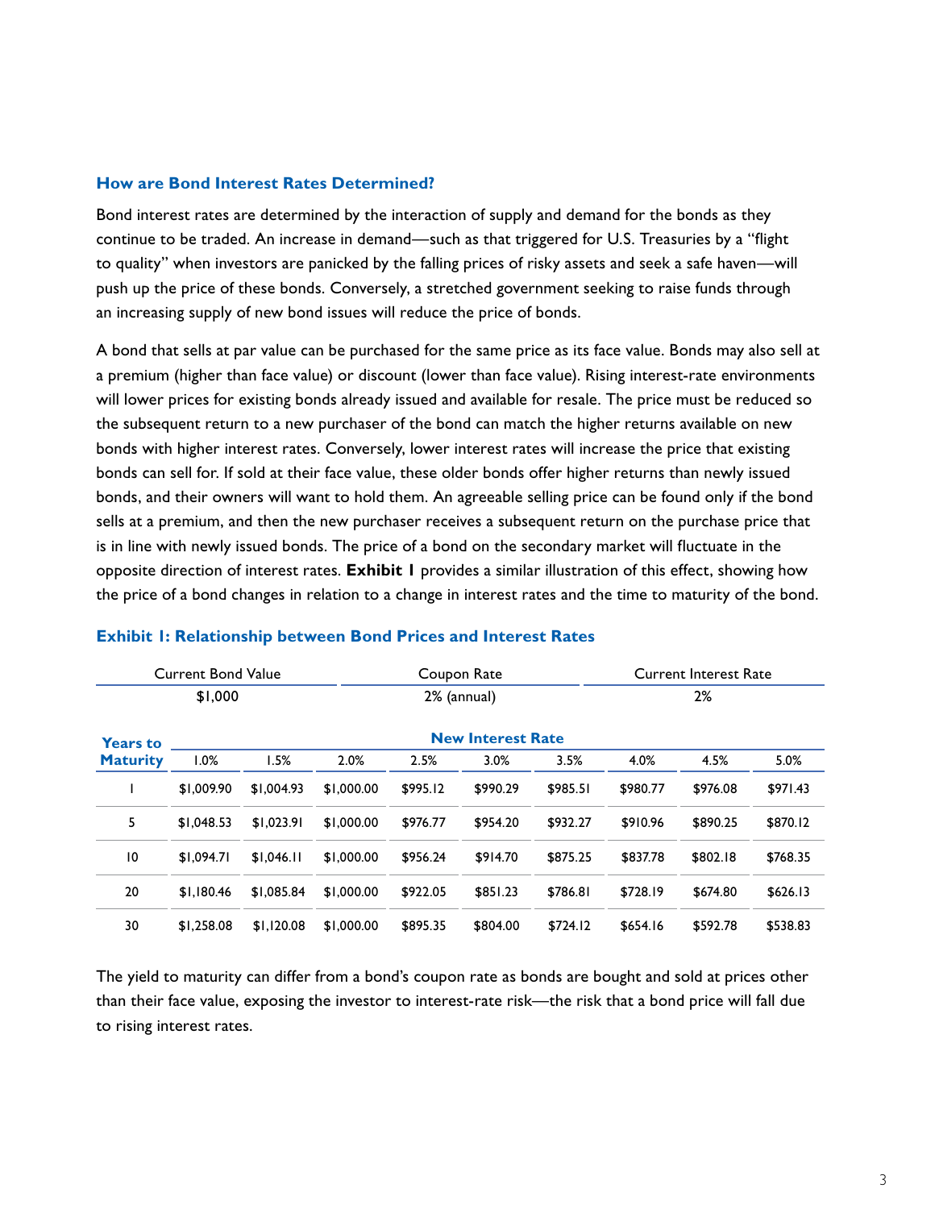### How are Bond Interest Rates Determined?

Bond interest rates are determined by the interaction of supply and demand for the bonds as they continue to be traded. An increase in demand—such as that triggered for U.S. Treasuries by a "flight to quality" when investors are panicked by the falling prices of risky assets and seek a safe haven—will push up the price of these bonds. Conversely, a stretched government seeking to raise funds through an increasing supply of new bond issues will reduce the price of bonds.

A bond that sells at par value can be purchased for the same price as its face value. Bonds may also sell at a premium (higher than face value) or discount (lower than face value). Rising interest-rate environments will lower prices for existing bonds already issued and available for resale. The price must be reduced so the subsequent return to a new purchaser of the bond can match the higher returns available on new bonds with higher interest rates. Conversely, lower interest rates will increase the price that existing bonds can sell for. If sold at their face value, these older bonds offer higher returns than newly issued bonds, and their owners will want to hold them. An agreeable selling price can be found only if the bond sells at a premium, and then the new purchaser receives a subsequent return on the purchase price that is in line with newly issued bonds. The price of a bond on the secondary market will fluctuate in the opposite direction of interest rates. **Exhibit 1** provides a similar illustration of this effect, showing how the price of a bond changes in relation to a change in interest rates and the time to maturity of the bond.

### Exhibit 1: Relationship between Bond Prices and Interest Rates

| Current Bond Value | Coupon Rate | Current Interest Rate |
|---|---|---|
| $1,000 | 2% (annual) | 2% |

| Years to Maturity | New Interest Rate | | | | | | | | |
|---|---|---|---|---|---|---|---|---|---|
| | 1.0% | 1.5% | 2.0% | 2.5% | 3.0% | 3.5% | 4.0% | 4.5% | 5.0% |
| 1 | $1,009.90 | $1,004.93 | $1,000.00 | $995.12 | $990.29 | $985.51 | $980.77 | $976.08 | $971.43 |
| 5 | $1,048.53 | $1,023.91 | $1,000.00 | $976.77 | $954.20 | $932.27 | $910.96 | $890.25 | $870.12 |
| 10 | $1,094.71 | $1,046.11 | $1,000.00 | $956.24 | $914.70 | $875.25 | $837.78 | $802.18 | $768.35 |
| 20 | $1,180.46 | $1,085.84 | $1,000.00 | $922.05 | $851.23 | $786.81 | $728.19 | $674.80 | $626.13 |
| 30 | $1,258.08 | $1,120.08 | $1,000.00 | $895.35 | $804.00 | $724.12 | $654.16 | $592.78 | $538.83 |

The yield to maturity can differ from a bond's coupon rate as bonds are bought and sold at prices other than their face value, exposing the investor to interest-rate risk—the risk that a bond price will fall due to rising interest rates.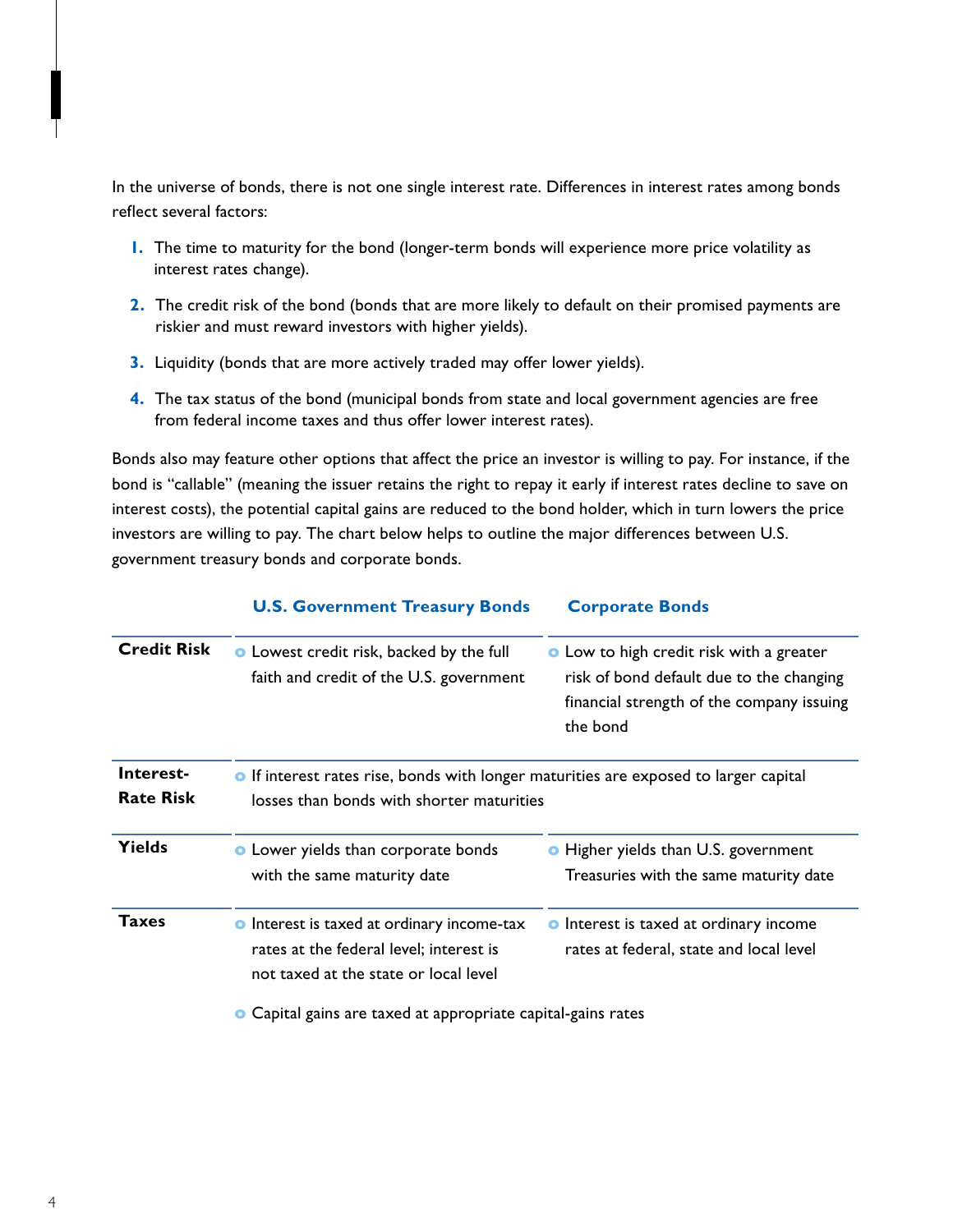In the universe of bonds, there is not one single interest rate. Differences in interest rates among bonds reflect several factors:

1. The time to maturity for the bond (longer-term bonds will experience more price volatility as interest rates change).
2. The credit risk of the bond (bonds that are more likely to default on their promised payments are riskier and must reward investors with higher yields).
3. Liquidity (bonds that are more actively traded may offer lower yields).
4. The tax status of the bond (municipal bonds from state and local government agencies are free from federal income taxes and thus offer lower interest rates).

Bonds also may feature other options that affect the price an investor is willing to pay. For instance, if the bond is "callable" (meaning the issuer retains the right to repay it early if interest rates decline to save on interest costs), the potential capital gains are reduced to the bond holder, which in turn lowers the price investors are willing to pay. The chart below helps to outline the major differences between U.S. government treasury bonds and corporate bonds.

| | U.S. Government Treasury Bonds | Corporate Bonds |
|---|---|---|
| **Credit Risk** | Lowest credit risk, backed by the full faith and credit of the U.S. government | Low to high credit risk with a greater risk of bond default due to the changing financial strength of the company issuing the bond |
| **Interest-Rate Risk** | If interest rates rise, bonds with longer maturities are exposed to larger capital losses than bonds with shorter maturities | |
| **Yields** | Lower yields than corporate bonds with the same maturity date | Higher yields than U.S. government Treasuries with the same maturity date |
| **Taxes** | Interest is taxed at ordinary income-tax rates at the federal level; interest is not taxed at the state or local level | Interest is taxed at ordinary income rates at federal, state and local level |
| | Capital gains are taxed at appropriate capital-gains rates | |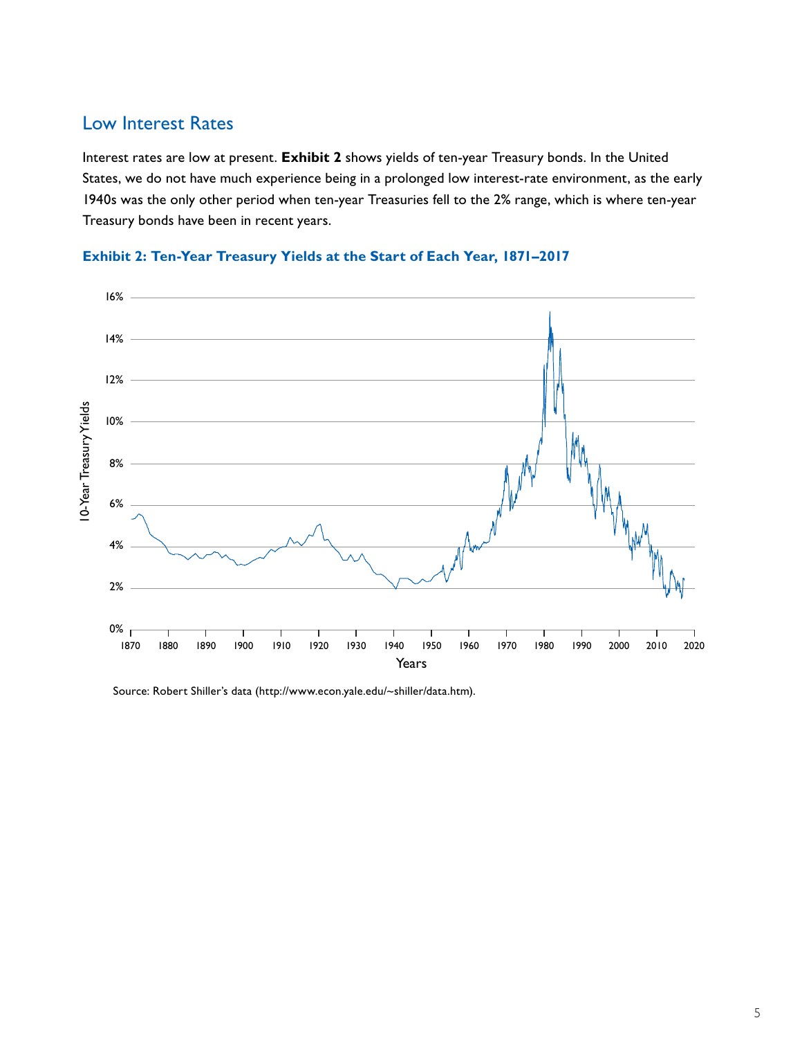## Low Interest Rates

Interest rates are low at present. **Exhibit 2** shows yields of ten-year Treasury bonds. In the United States, we do not have much experience being in a prolonged low interest-rate environment, as the early 1940s was the only other period when ten-year Treasuries fell to the 2% range, which is where ten-year Treasury bonds have been in recent years.

**Exhibit 2: Ten-Year Treasury Yields at the Start of Each Year, 1871–2017**

Source: Robert Shiller's data (http://www.econ.yale.edu/~shiller/data.htm).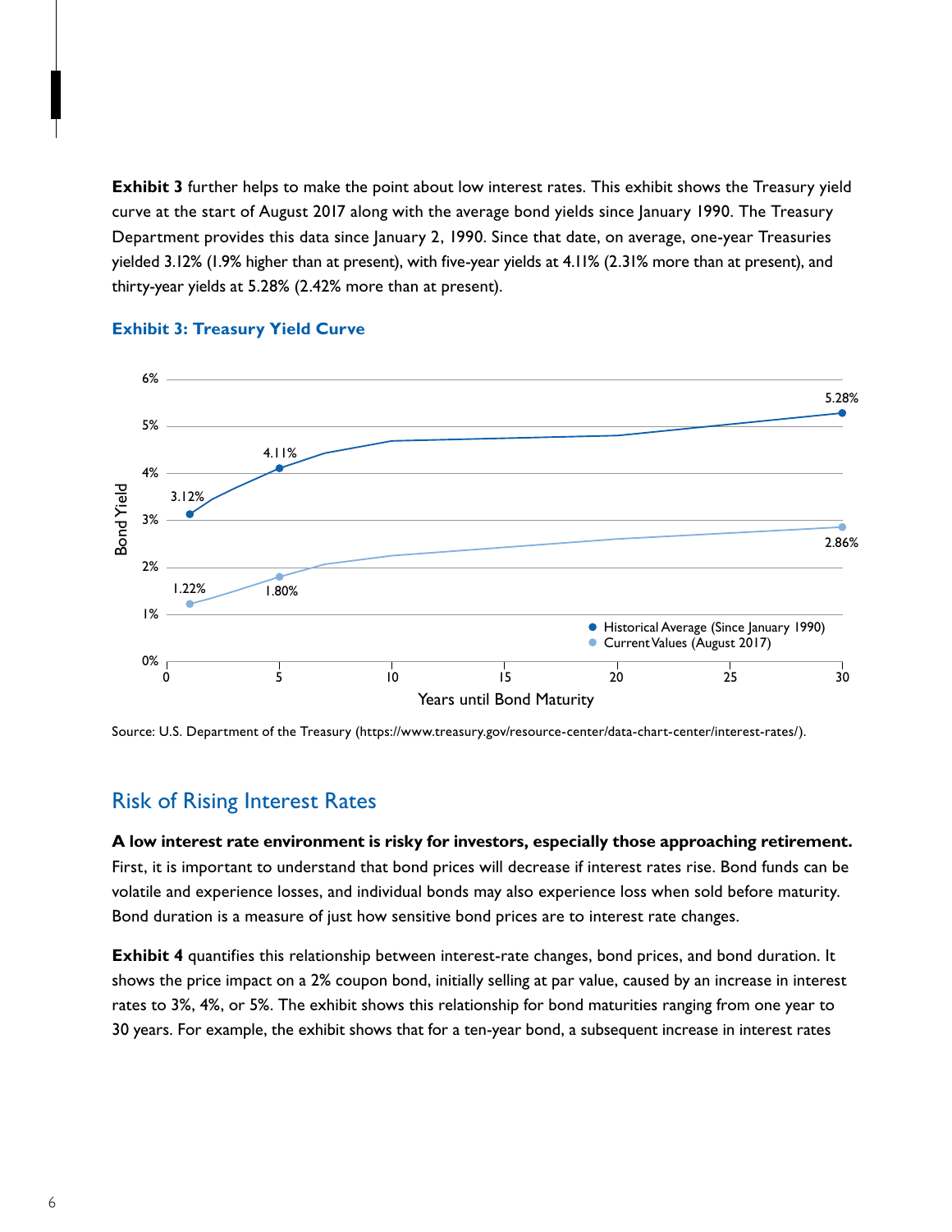**Exhibit 3** further helps to make the point about low interest rates. This exhibit shows the Treasury yield curve at the start of August 2017 along with the average bond yields since January 1990. The Treasury Department provides this data since January 2, 1990. Since that date, on average, one-year Treasuries yielded 3.12% (1.9% higher than at present), with five-year yields at 4.11% (2.31% more than at present), and thirty-year yields at 5.28% (2.42% more than at present).

**Exhibit 3: Treasury Yield Curve**

Source: U.S. Department of the Treasury (https://www.treasury.gov/resource-center/data-chart-center/interest-rates/).

## Risk of Rising Interest Rates

**A low interest rate environment is risky for investors, especially those approaching retirement.** First, it is important to understand that bond prices will decrease if interest rates rise. Bond funds can be volatile and experience losses, and individual bonds may also experience loss when sold before maturity. Bond duration is a measure of just how sensitive bond prices are to interest rate changes.

**Exhibit 4** quantifies this relationship between interest-rate changes, bond prices, and bond duration. It shows the price impact on a 2% coupon bond, initially selling at par value, caused by an increase in interest rates to 3%, 4%, or 5%. The exhibit shows this relationship for bond maturities ranging from one year to 30 years. For example, the exhibit shows that for a ten-year bond, a subsequent increase in interest rates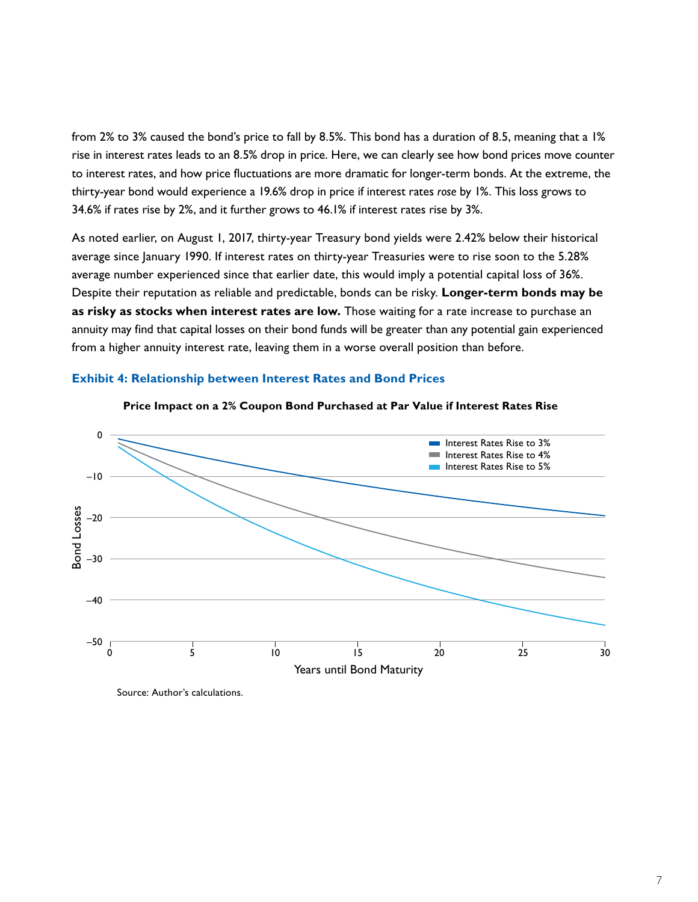from 2% to 3% caused the bond's price to fall by 8.5%. This bond has a duration of 8.5, meaning that a 1% rise in interest rates leads to an 8.5% drop in price. Here, we can clearly see how bond prices move counter to interest rates, and how price fluctuations are more dramatic for longer-term bonds. At the extreme, the thirty-year bond would experience a 19.6% drop in price if interest rates *rose* by 1%. This loss grows to 34.6% if rates rise by 2%, and it further grows to 46.1% if interest rates rise by 3%.

As noted earlier, on August 1, 2017, thirty-year Treasury bond yields were 2.42% below their historical average since January 1990. If interest rates on thirty-year Treasuries were to rise soon to the 5.28% average number experienced since that earlier date, this would imply a potential capital loss of 36%. Despite their reputation as reliable and predictable, bonds can be risky. **Longer-term bonds may be as risky as stocks when interest rates are low.** Those waiting for a rate increase to purchase an annuity may find that capital losses on their bond funds will be greater than any potential gain experienced from a higher annuity interest rate, leaving them in a worse overall position than before.

### Exhibit 4: Relationship between Interest Rates and Bond Prices

**Price Impact on a 2% Coupon Bond Purchased at Par Value if Interest Rates Rise**

Source: Author's calculations.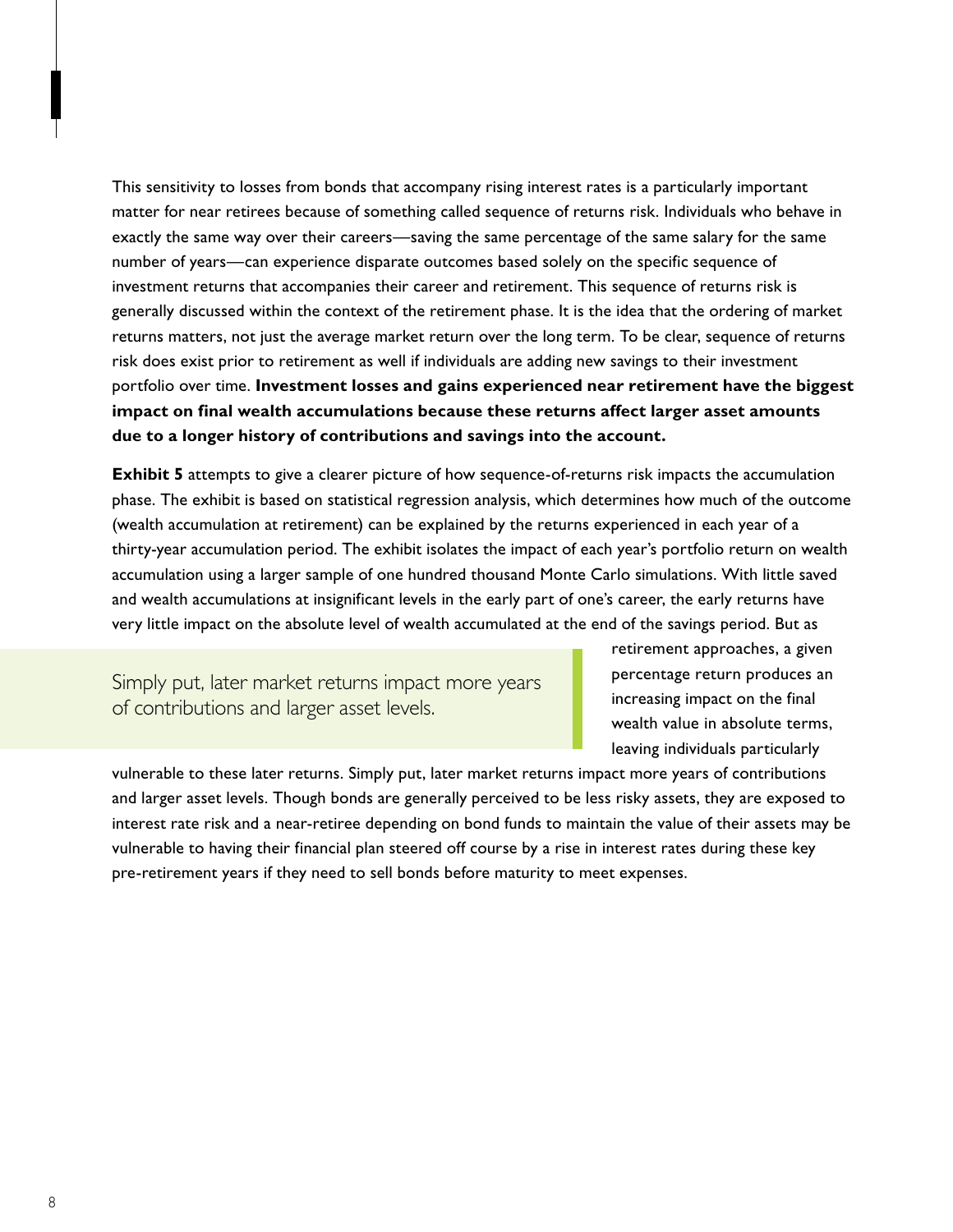This sensitivity to losses from bonds that accompany rising interest rates is a particularly important matter for near retirees because of something called sequence of returns risk. Individuals who behave in exactly the same way over their careers—saving the same percentage of the same salary for the same number of years—can experience disparate outcomes based solely on the specific sequence of investment returns that accompanies their career and retirement. This sequence of returns risk is generally discussed within the context of the retirement phase. It is the idea that the ordering of market returns matters, not just the average market return over the long term. To be clear, sequence of returns risk does exist prior to retirement as well if individuals are adding new savings to their investment portfolio over time. **Investment losses and gains experienced near retirement have the biggest impact on final wealth accumulations because these returns affect larger asset amounts due to a longer history of contributions and savings into the account.**

**Exhibit 5** attempts to give a clearer picture of how sequence-of-returns risk impacts the accumulation phase. The exhibit is based on statistical regression analysis, which determines how much of the outcome (wealth accumulation at retirement) can be explained by the returns experienced in each year of a thirty-year accumulation period. The exhibit isolates the impact of each year's portfolio return on wealth accumulation using a larger sample of one hundred thousand Monte Carlo simulations. With little saved and wealth accumulations at insignificant levels in the early part of one's career, the early returns have very little impact on the absolute level of wealth accumulated at the end of the savings period. But as retirement approaches, a given percentage return produces an increasing impact on the final wealth value in absolute terms, leaving individuals particularly vulnerable to these later returns. Simply put, later market returns impact more years of contributions and larger asset levels. Though bonds are generally perceived to be less risky assets, they are exposed to interest rate risk and a near-retiree depending on bond funds to maintain the value of their assets may be vulnerable to having their financial plan steered off course by a rise in interest rates during these key pre-retirement years if they need to sell bonds before maturity to meet expenses.

> Simply put, later market returns impact more years of contributions and larger asset levels.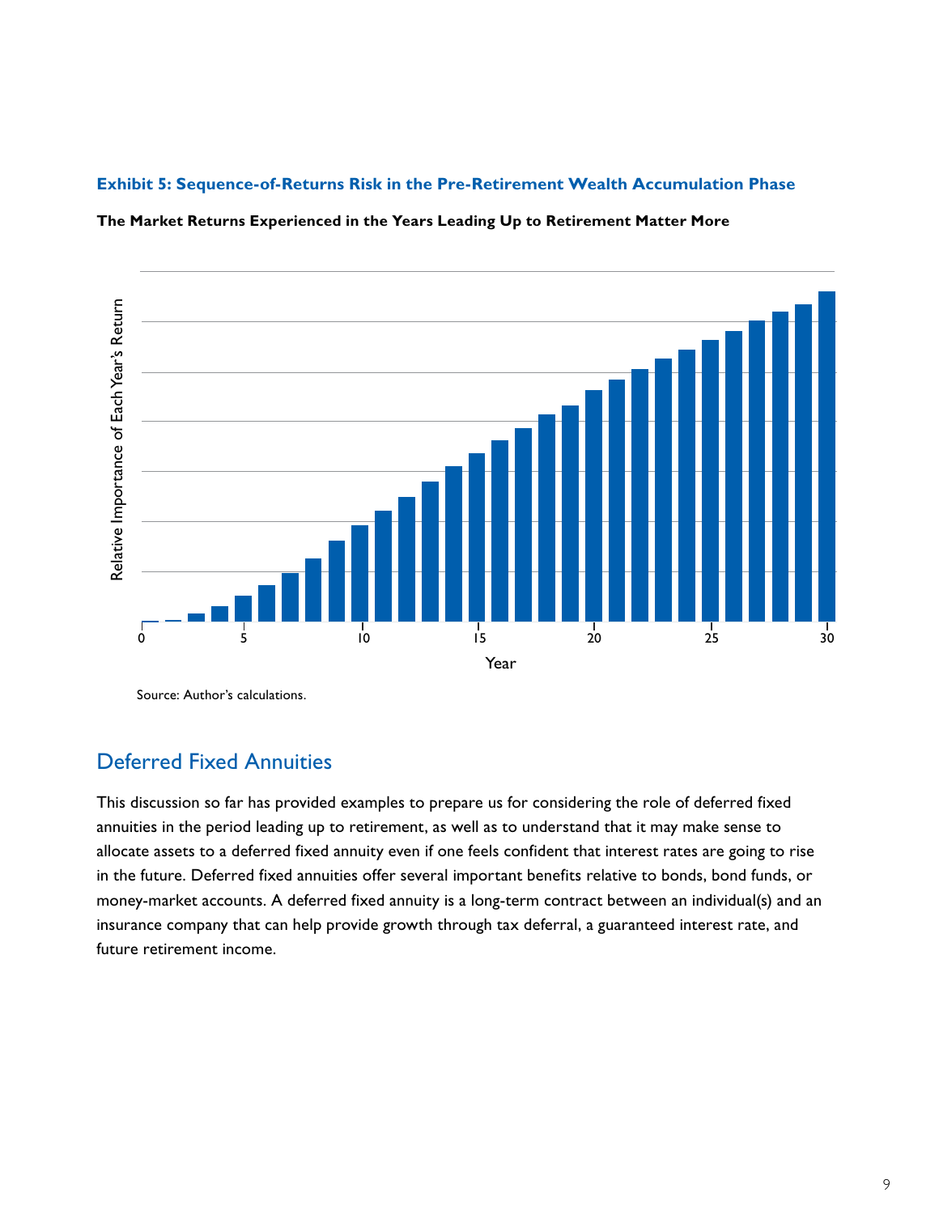**Exhibit 5: Sequence-of-Returns Risk in the Pre-Retirement Wealth Accumulation Phase**

**The Market Returns Experienced in the Years Leading Up to Retirement Matter More**

Source: Author's calculations.

## Deferred Fixed Annuities

This discussion so far has provided examples to prepare us for considering the role of deferred fixed annuities in the period leading up to retirement, as well as to understand that it may make sense to allocate assets to a deferred fixed annuity even if one feels confident that interest rates are going to rise in the future. Deferred fixed annuities offer several important benefits relative to bonds, bond funds, or money-market accounts. A deferred fixed annuity is a long-term contract between an individual(s) and an insurance company that can help provide growth through tax deferral, a guaranteed interest rate, and future retirement income.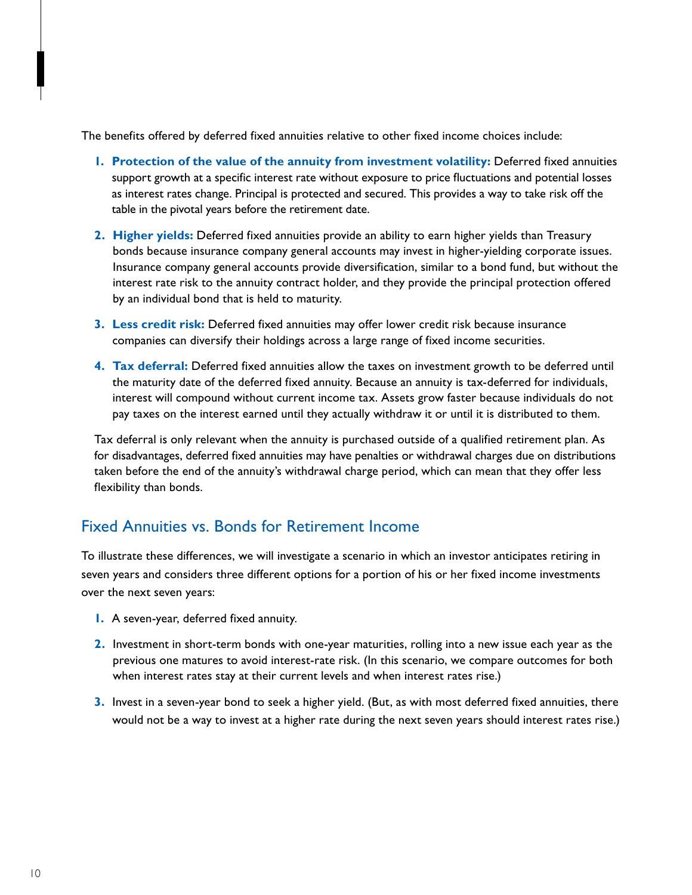The benefits offered by deferred fixed annuities relative to other fixed income choices include:

1. **Protection of the value of the annuity from investment volatility:** Deferred fixed annuities support growth at a specific interest rate without exposure to price fluctuations and potential losses as interest rates change. Principal is protected and secured. This provides a way to take risk off the table in the pivotal years before the retirement date.

2. **Higher yields:** Deferred fixed annuities provide an ability to earn higher yields than Treasury bonds because insurance company general accounts may invest in higher-yielding corporate issues. Insurance company general accounts provide diversification, similar to a bond fund, but without the interest rate risk to the annuity contract holder, and they provide the principal protection offered by an individual bond that is held to maturity.

3. **Less credit risk:** Deferred fixed annuities may offer lower credit risk because insurance companies can diversify their holdings across a large range of fixed income securities.

4. **Tax deferral:** Deferred fixed annuities allow the taxes on investment growth to be deferred until the maturity date of the deferred fixed annuity. Because an annuity is tax-deferred for individuals, interest will compound without current income tax. Assets grow faster because individuals do not pay taxes on the interest earned until they actually withdraw it or until it is distributed to them.

Tax deferral is only relevant when the annuity is purchased outside of a qualified retirement plan. As for disadvantages, deferred fixed annuities may have penalties or withdrawal charges due on distributions taken before the end of the annuity's withdrawal charge period, which can mean that they offer less flexibility than bonds.

## Fixed Annuities vs. Bonds for Retirement Income

To illustrate these differences, we will investigate a scenario in which an investor anticipates retiring in seven years and considers three different options for a portion of his or her fixed income investments over the next seven years:

1. A seven-year, deferred fixed annuity.

2. Investment in short-term bonds with one-year maturities, rolling into a new issue each year as the previous one matures to avoid interest-rate risk. (In this scenario, we compare outcomes for both when interest rates stay at their current levels and when interest rates rise.)

3. Invest in a seven-year bond to seek a higher yield. (But, as with most deferred fixed annuities, there would not be a way to invest at a higher rate during the next seven years should interest rates rise.)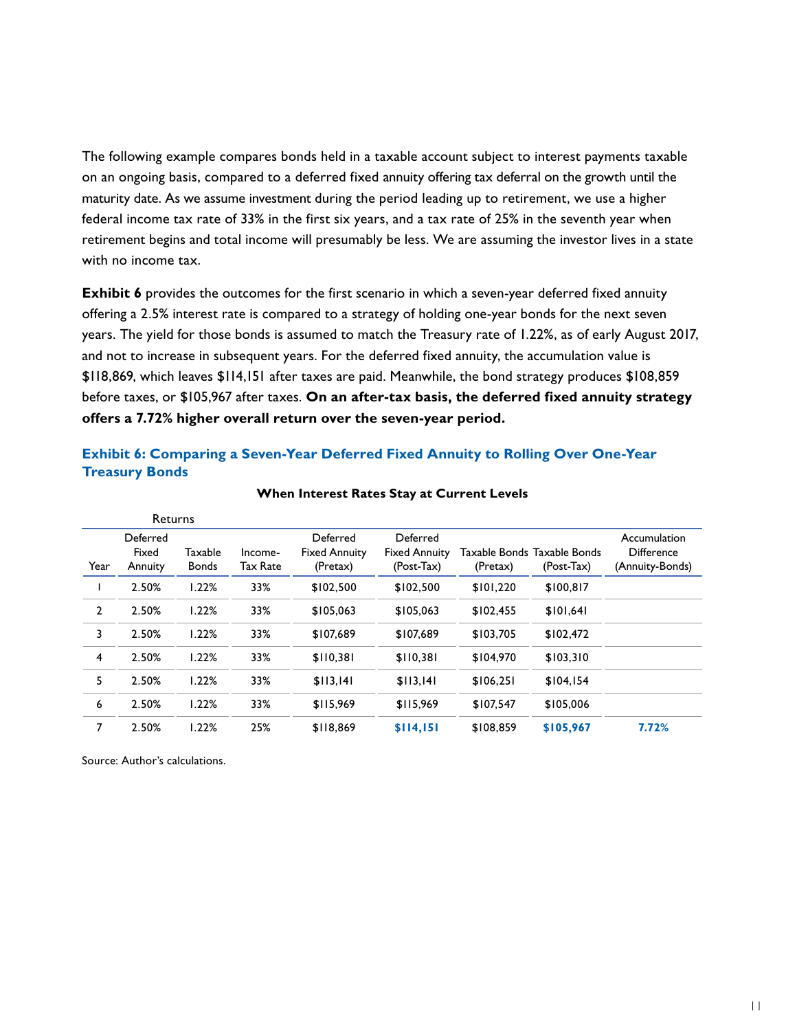The following example compares bonds held in a taxable account subject to interest payments taxable on an ongoing basis, compared to a deferred fixed annuity offering tax deferral on the growth until the maturity date. As we assume investment during the period leading up to retirement, we use a higher federal income tax rate of 33% in the first six years, and a tax rate of 25% in the seventh year when retirement begins and total income will presumably be less. We are assuming the investor lives in a state with no income tax.

**Exhibit 6** provides the outcomes for the first scenario in which a seven-year deferred fixed annuity offering a 2.5% interest rate is compared to a strategy of holding one-year bonds for the next seven years. The yield for those bonds is assumed to match the Treasury rate of 1.22%, as of early August 2017, and not to increase in subsequent years. For the deferred fixed annuity, the accumulation value is $118,869, which leaves $114,151 after taxes are paid. Meanwhile, the bond strategy produces $108,859 before taxes, or $105,967 after taxes. **On an after-tax basis, the deferred fixed annuity strategy offers a 7.72% higher overall return over the seven-year period.**

### Exhibit 6: Comparing a Seven-Year Deferred Fixed Annuity to Rolling Over One-Year Treasury Bonds

**When Interest Rates Stay at Current Levels**

| | Returns | | | | | | | |
|---|---|---|---|---|---|---|---|---|
| Year | Deferred Fixed Annuity | Taxable Bonds | Income-Tax Rate | Deferred Fixed Annuity (Pretax) | Deferred Fixed Annuity (Post-Tax) | Taxable Bonds (Pretax) | Taxable Bonds (Post-Tax) | Accumulation Difference (Annuity-Bonds) |
| 1 | 2.50% | 1.22% | 33% | $102,500 | $102,500 | $101,220 | $100,817 | |
| 2 | 2.50% | 1.22% | 33% | $105,063 | $105,063 | $102,455 | $101,641 | |
| 3 | 2.50% | 1.22% | 33% | $107,689 | $107,689 | $103,705 | $102,472 | |
| 4 | 2.50% | 1.22% | 33% | $110,381 | $110,381 | $104,970 | $103,310 | |
| 5 | 2.50% | 1.22% | 33% | $113,141 | $113,141 | $106,251 | $104,154 | |
| 6 | 2.50% | 1.22% | 33% | $115,969 | $115,969 | $107,547 | $105,006 | |
| 7 | 2.50% | 1.22% | 25% | $118,869 | **$114,151** | $108,859 | **$105,967** | **7.72%** |

Source: Author's calculations.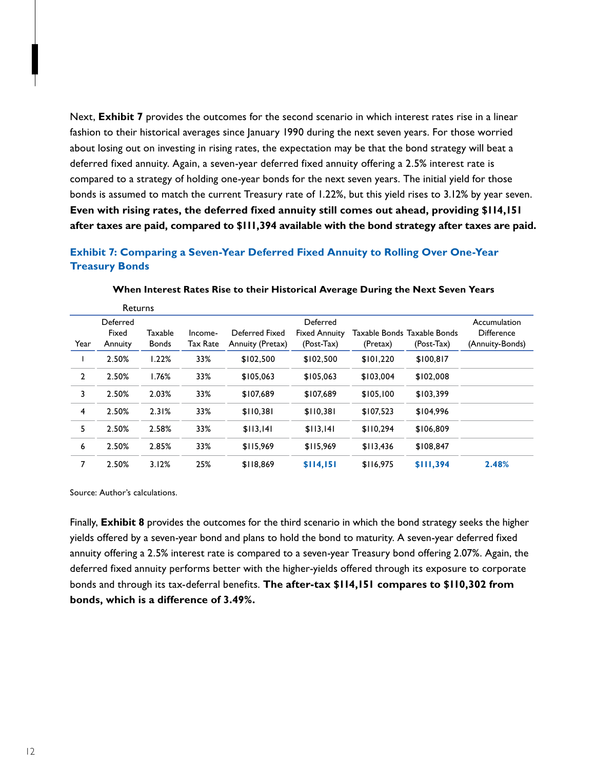Next, **Exhibit 7** provides the outcomes for the second scenario in which interest rates rise in a linear fashion to their historical averages since January 1990 during the next seven years. For those worried about losing out on investing in rising rates, the expectation may be that the bond strategy will beat a deferred fixed annuity. Again, a seven-year deferred fixed annuity offering a 2.5% interest rate is compared to a strategy of holding one-year bonds for the next seven years. The initial yield for those bonds is assumed to match the current Treasury rate of 1.22%, but this yield rises to 3.12% by year seven. **Even with rising rates, the deferred fixed annuity still comes out ahead, providing $114,151 after taxes are paid, compared to $111,394 available with the bond strategy after taxes are paid.**

### Exhibit 7: Comparing a Seven-Year Deferred Fixed Annuity to Rolling Over One-Year Treasury Bonds

**When Interest Rates Rise to their Historical Average During the Next Seven Years**

| | Returns | | | | | | | |
|---|---|---|---|---|---|---|---|---|
| Year | Deferred Fixed Annuity | Taxable Bonds | Income-Tax Rate | Deferred Fixed Annuity (Pretax) | Deferred Fixed Annuity (Post-Tax) | Taxable Bonds (Pretax) | Taxable Bonds (Post-Tax) | Accumulation Difference (Annuity-Bonds) |
| 1 | 2.50% | 1.22% | 33% | $102,500 | $102,500 | $101,220 | $100,817 | |
| 2 | 2.50% | 1.76% | 33% | $105,063 | $105,063 | $103,004 | $102,008 | |
| 3 | 2.50% | 2.03% | 33% | $107,689 | $107,689 | $105,100 | $103,399 | |
| 4 | 2.50% | 2.31% | 33% | $110,381 | $110,381 | $107,523 | $104,996 | |
| 5 | 2.50% | 2.58% | 33% | $113,141 | $113,141 | $110,294 | $106,809 | |
| 6 | 2.50% | 2.85% | 33% | $115,969 | $115,969 | $113,436 | $108,847 | |
| 7 | 2.50% | 3.12% | 25% | $118,869 | **$114,151** | $116,975 | **$111,394** | **2.48%** |

Source: Author's calculations.

Finally, **Exhibit 8** provides the outcomes for the third scenario in which the bond strategy seeks the higher yields offered by a seven-year bond and plans to hold the bond to maturity. A seven-year deferred fixed annuity offering a 2.5% interest rate is compared to a seven-year Treasury bond offering 2.07%. Again, the deferred fixed annuity performs better with the higher-yields offered through its exposure to corporate bonds and through its tax-deferral benefits. **The after-tax $114,151 compares to $110,302 from bonds, which is a difference of 3.49%.**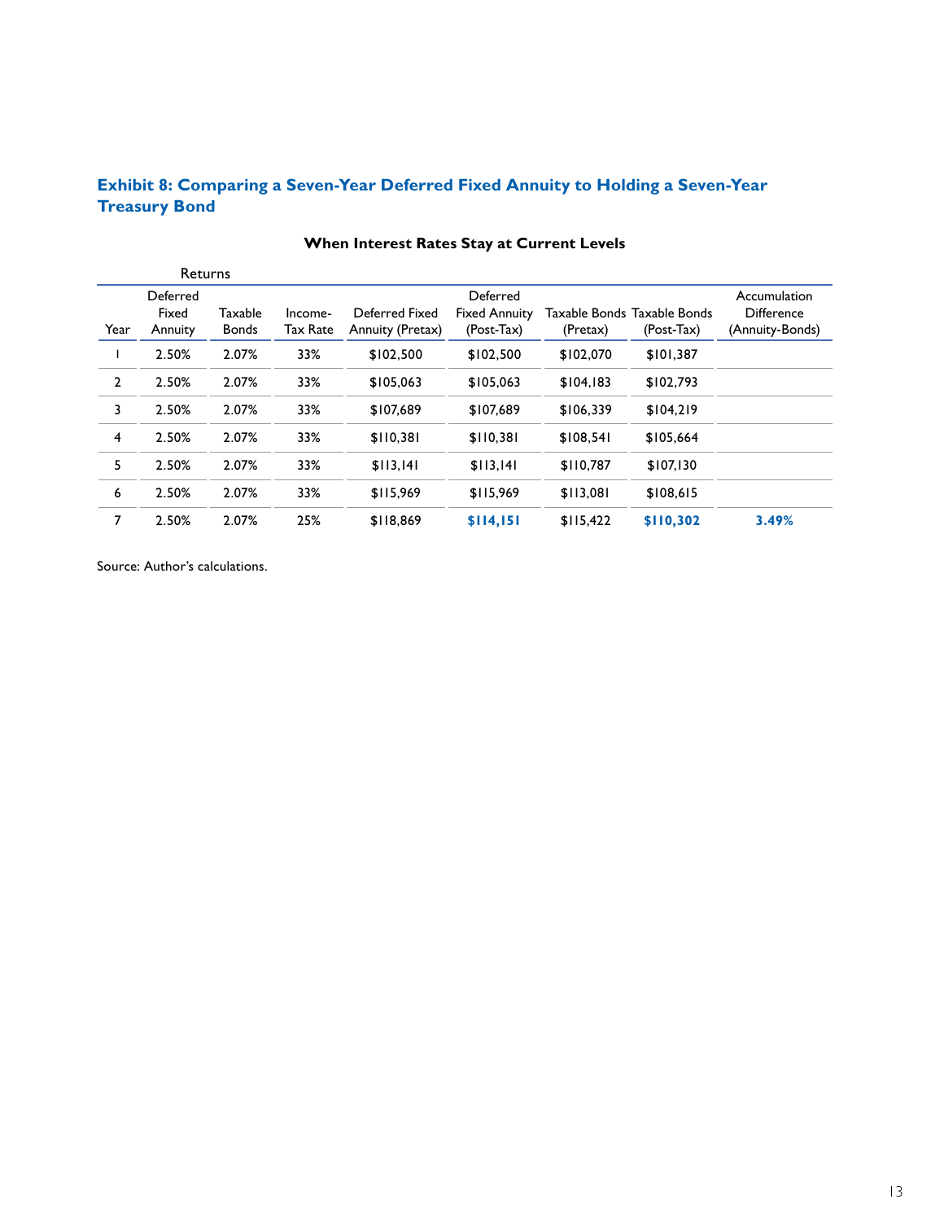### Exhibit 8: Comparing a Seven-Year Deferred Fixed Annuity to Holding a Seven-Year Treasury Bond

**When Interest Rates Stay at Current Levels**

| | Returns | | | | | | | |
|---|---|---|---|---|---|---|---|---|
| Year | Deferred Fixed Annuity | Taxable Bonds | Income-Tax Rate | Deferred Fixed Annuity (Pretax) | Deferred Fixed Annuity (Post-Tax) | Taxable Bonds (Pretax) | Taxable Bonds (Post-Tax) | Accumulation Difference (Annuity-Bonds) |
| 1 | 2.50% | 2.07% | 33% | $102,500 | $102,500 | $102,070 | $101,387 | |
| 2 | 2.50% | 2.07% | 33% | $105,063 | $105,063 | $104,183 | $102,793 | |
| 3 | 2.50% | 2.07% | 33% | $107,689 | $107,689 | $106,339 | $104,219 | |
| 4 | 2.50% | 2.07% | 33% | $110,381 | $110,381 | $108,541 | $105,664 | |
| 5 | 2.50% | 2.07% | 33% | $113,141 | $113,141 | $110,787 | $107,130 | |
| 6 | 2.50% | 2.07% | 33% | $115,969 | $115,969 | $113,081 | $108,615 | |
| 7 | 2.50% | 2.07% | 25% | $118,869 | **$114,151** | $115,422 | **$110,302** | **3.49%** |

Source: Author's calculations.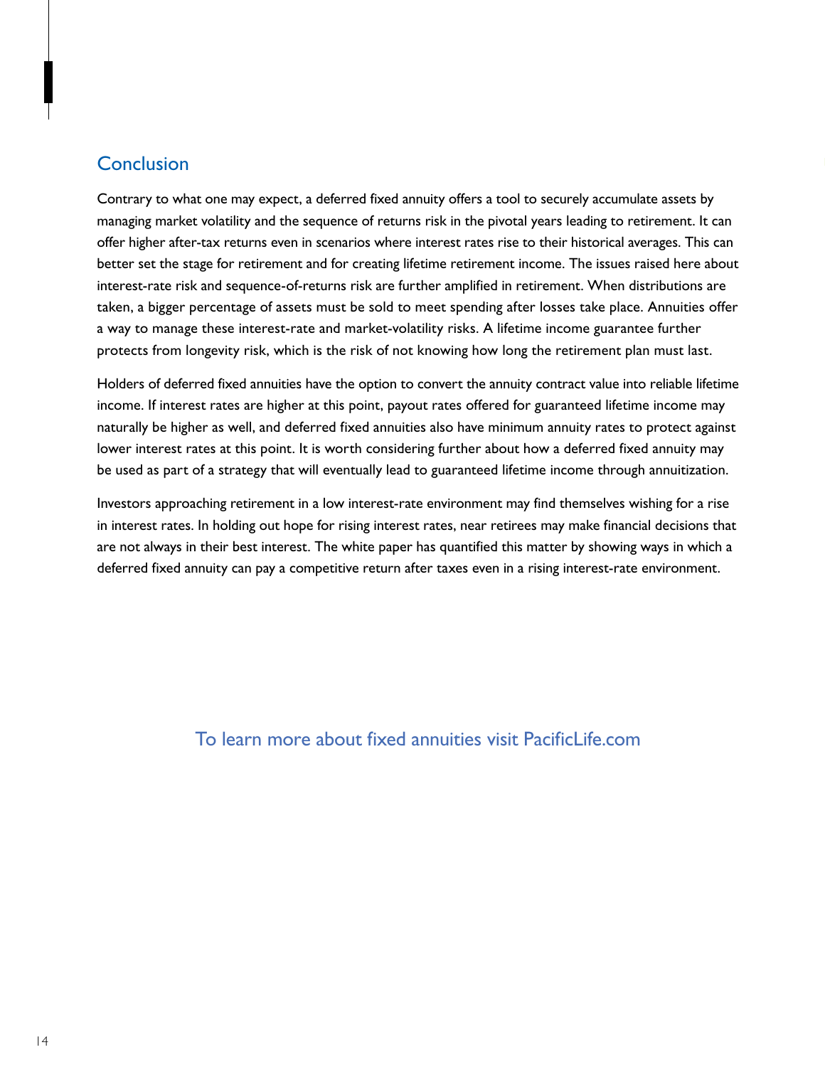## Conclusion

Contrary to what one may expect, a deferred fixed annuity offers a tool to securely accumulate assets by managing market volatility and the sequence of returns risk in the pivotal years leading to retirement. It can offer higher after-tax returns even in scenarios where interest rates rise to their historical averages. This can better set the stage for retirement and for creating lifetime retirement income. The issues raised here about interest-rate risk and sequence-of-returns risk are further amplified in retirement. When distributions are taken, a bigger percentage of assets must be sold to meet spending after losses take place. Annuities offer a way to manage these interest-rate and market-volatility risks. A lifetime income guarantee further protects from longevity risk, which is the risk of not knowing how long the retirement plan must last.

Holders of deferred fixed annuities have the option to convert the annuity contract value into reliable lifetime income. If interest rates are higher at this point, payout rates offered for guaranteed lifetime income may naturally be higher as well, and deferred fixed annuities also have minimum annuity rates to protect against lower interest rates at this point. It is worth considering further about how a deferred fixed annuity may be used as part of a strategy that will eventually lead to guaranteed lifetime income through annuitization.

Investors approaching retirement in a low interest-rate environment may find themselves wishing for a rise in interest rates. In holding out hope for rising interest rates, near retirees may make financial decisions that are not always in their best interest. The white paper has quantified this matter by showing ways in which a deferred fixed annuity can pay a competitive return after taxes even in a rising interest-rate environment.

To learn more about fixed annuities visit PacificLife.com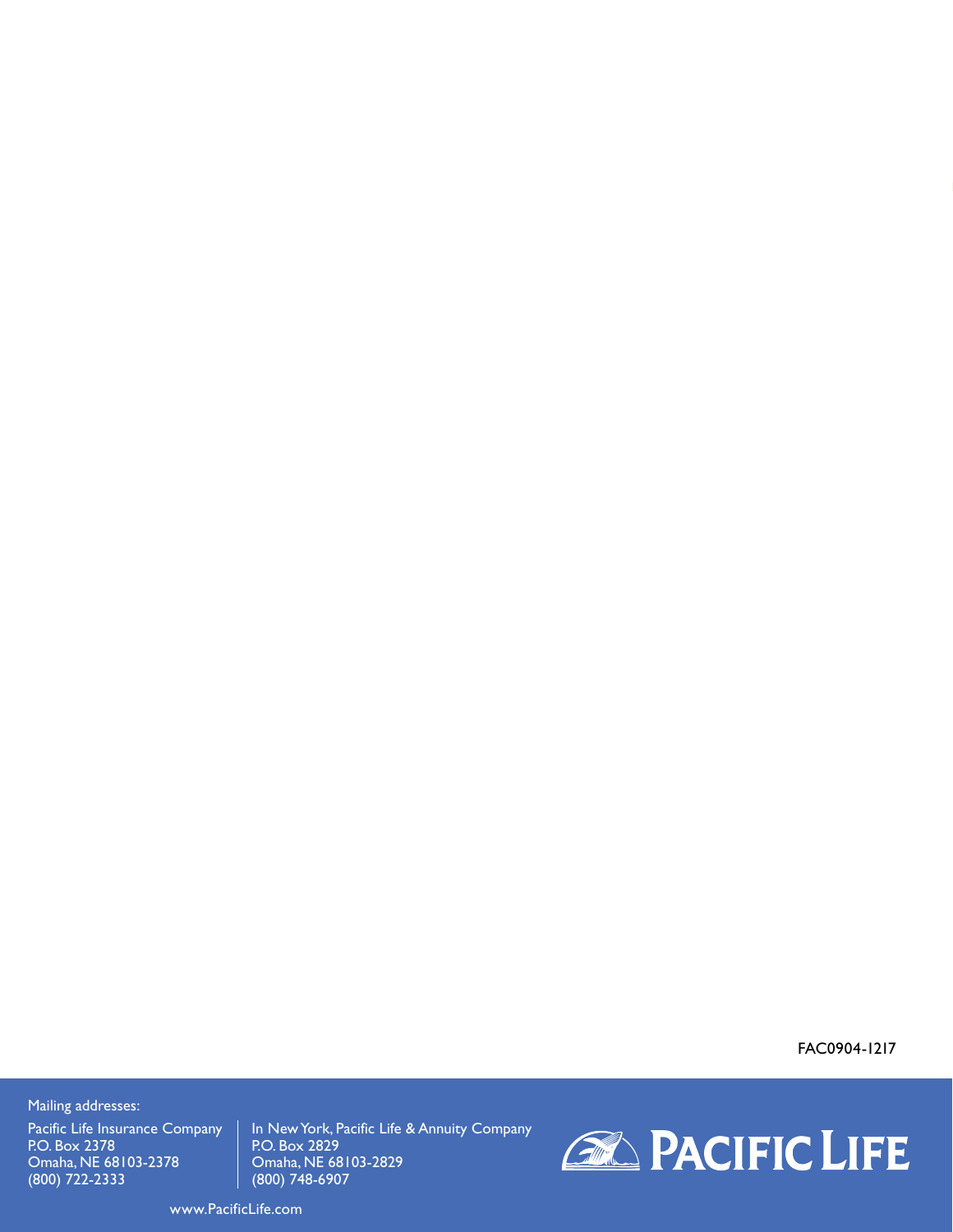FAC0904-1217

Mailing addresses:

Pacific Life Insurance Company
P.O. Box 2378
Omaha, NE 68103-2378
(800) 722-2333

In New York, Pacific Life & Annuity Company
P.O. Box 2829
Omaha, NE 68103-2829
(800) 748-6907

PACIFIC LIFE

www.PacificLife.com